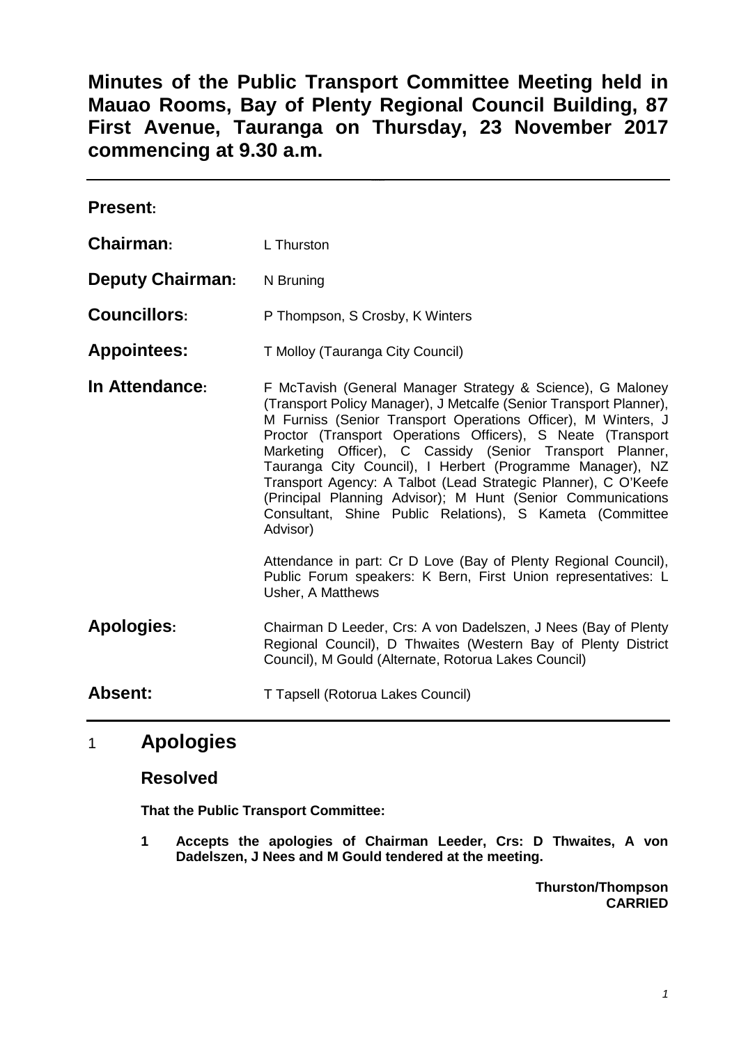# Minutes of the Public Transport Committee Meeting held in Mauao Rooms, Bay of Plenty Regional Council Building, 87 First Avenue, Tauranga on Thursday, 23 November 2017 commencing at 9.30 a.m.

---

**Present:**

| | |
|---|---|
| **Chairman:** | L Thurston |
| **Deputy Chairman:** | N Bruning |
| **Councillors:** | P Thompson, S Crosby, K Winters |
| **Appointees:** | T Molloy (Tauranga City Council) |
| **In Attendance:** | F McTavish (General Manager Strategy & Science), G Maloney (Transport Policy Manager), J Metcalfe (Senior Transport Planner), M Furniss (Senior Transport Operations Officer), M Winters, J Proctor (Transport Operations Officers), S Neate (Transport Marketing Officer), C Cassidy (Senior Transport Planner, Tauranga City Council), I Herbert (Programme Manager), NZ Transport Agency: A Talbot (Lead Strategic Planner), C O'Keefe (Principal Planning Advisor); M Hunt (Senior Communications Consultant, Shine Public Relations), S Kameta (Committee Advisor)<br><br>Attendance in part: Cr D Love (Bay of Plenty Regional Council), Public Forum speakers: K Bern, First Union representatives: L Usher, A Matthews |
| **Apologies:** | Chairman D Leeder, Crs: A von Dadelszen, J Nees (Bay of Plenty Regional Council), D Thwaites (Western Bay of Plenty District Council), M Gould (Alternate, Rotorua Lakes Council) |
| **Absent:** | T Tapsell (Rotorua Lakes Council) |

---

## 1 Apologies

### Resolved

**That the Public Transport Committee:**

**1 Accepts the apologies of Chairman Leeder, Crs: D Thwaites, A von Dadelszen, J Nees and M Gould tendered at the meeting.**

**Thurston/Thompson**
**CARRIED**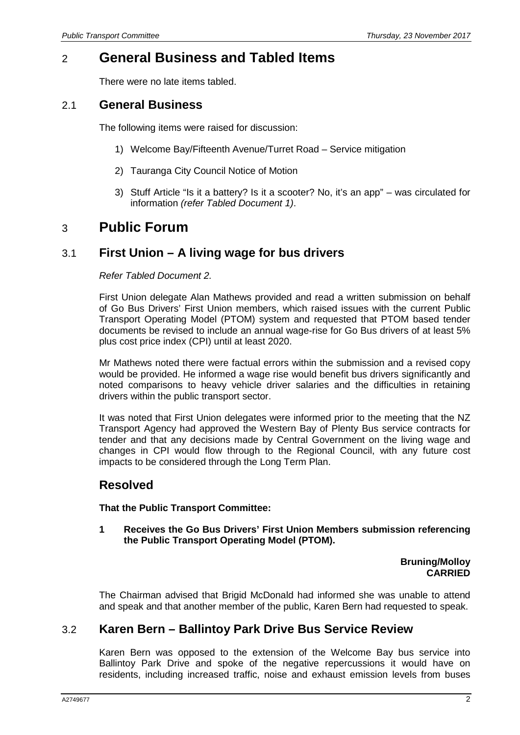## 2 General Business and Tabled Items

There were no late items tabled.

### 2.1 General Business

The following items were raised for discussion:

1) Welcome Bay/Fifteenth Avenue/Turret Road – Service mitigation

2) Tauranga City Council Notice of Motion

3) Stuff Article "Is it a battery? Is it a scooter? No, it's an app" – was circulated for information *(refer Tabled Document 1)*.

## 3 Public Forum

### 3.1 First Union – A living wage for bus drivers

*Refer Tabled Document 2.*

First Union delegate Alan Mathews provided and read a written submission on behalf of Go Bus Drivers' First Union members, which raised issues with the current Public Transport Operating Model (PTOM) system and requested that PTOM based tender documents be revised to include an annual wage-rise for Go Bus drivers of at least 5% plus cost price index (CPI) until at least 2020.

Mr Mathews noted there were factual errors within the submission and a revised copy would be provided. He informed a wage rise would benefit bus drivers significantly and noted comparisons to heavy vehicle driver salaries and the difficulties in retaining drivers within the public transport sector.

It was noted that First Union delegates were informed prior to the meeting that the NZ Transport Agency had approved the Western Bay of Plenty Bus service contracts for tender and that any decisions made by Central Government on the living wage and changes in CPI would flow through to the Regional Council, with any future cost impacts to be considered through the Long Term Plan.

### Resolved

**That the Public Transport Committee:**

**1 Receives the Go Bus Drivers' First Union Members submission referencing the Public Transport Operating Model (PTOM).**

**Bruning/Molloy**
**CARRIED**

The Chairman advised that Brigid McDonald had informed she was unable to attend and speak and that another member of the public, Karen Bern had requested to speak.

### 3.2 Karen Bern – Ballintoy Park Drive Bus Service Review

Karen Bern was opposed to the extension of the Welcome Bay bus service into Ballintoy Park Drive and spoke of the negative repercussions it would have on residents, including increased traffic, noise and exhaust emission levels from buses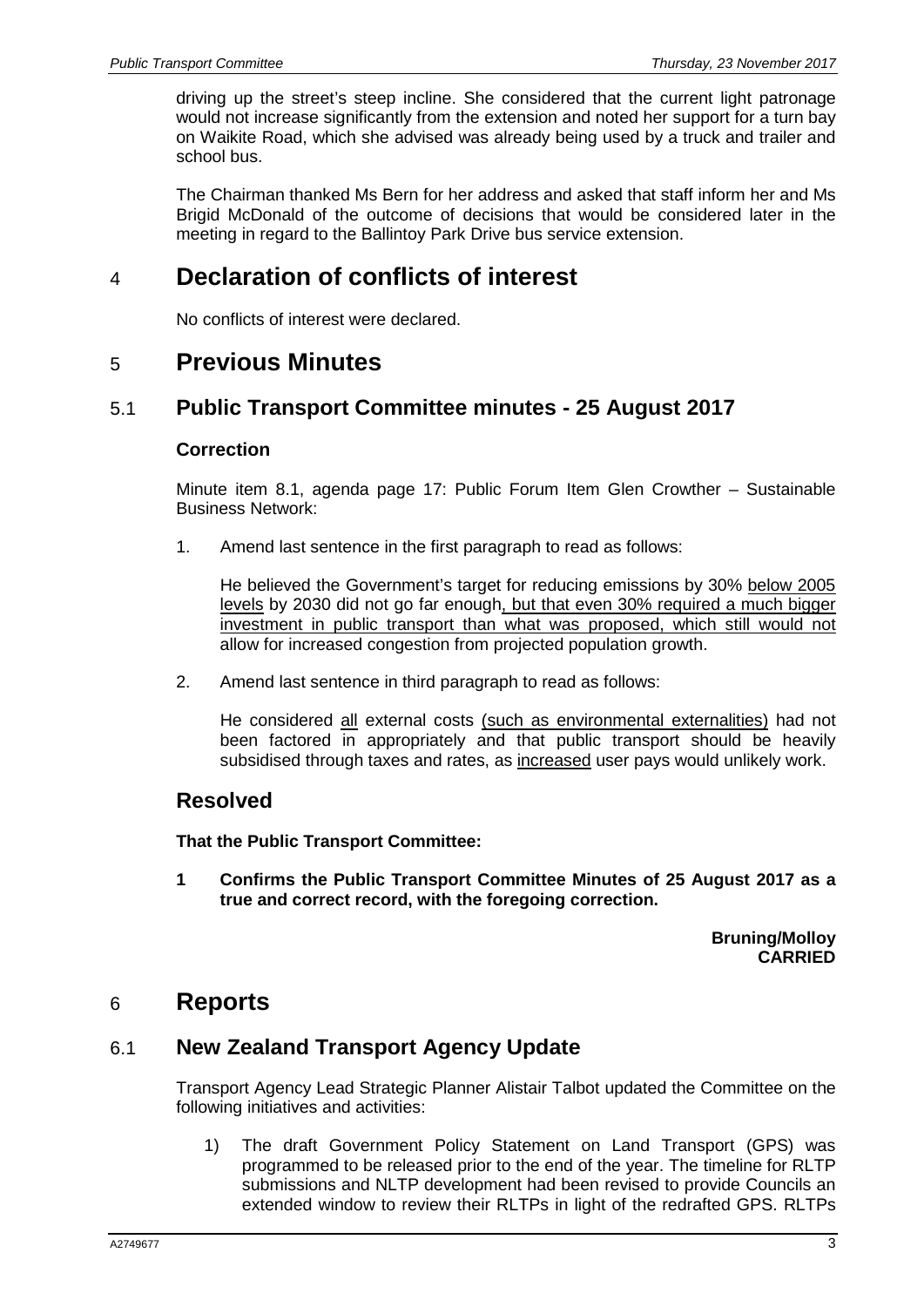driving up the street's steep incline. She considered that the current light patronage would not increase significantly from the extension and noted her support for a turn bay on Waikite Road, which she advised was already being used by a truck and trailer and school bus.

The Chairman thanked Ms Bern for her address and asked that staff inform her and Ms Brigid McDonald of the outcome of decisions that would be considered later in the meeting in regard to the Ballintoy Park Drive bus service extension.

# 4 Declaration of conflicts of interest

No conflicts of interest were declared.

# 5 Previous Minutes

## 5.1 Public Transport Committee minutes - 25 August 2017

### Correction

Minute item 8.1, agenda page 17: Public Forum Item Glen Crowther – Sustainable Business Network:

1. Amend last sentence in the first paragraph to read as follows:

   He believed the Government's target for reducing emissions by 30% <u>below 2005 levels</u> by 2030 did not go far enough<u>, but that even 30% required a much bigger investment in public transport than what was proposed, which still would not</u> allow for increased congestion from projected population growth.

2. Amend last sentence in third paragraph to read as follows:

   He considered <u>all</u> external costs <u>(such as environmental externalities)</u> had not been factored in appropriately and that public transport should be heavily subsidised through taxes and rates, as <u>increased</u> user pays would unlikely work.

## Resolved

**That the Public Transport Committee:**

**1 Confirms the Public Transport Committee Minutes of 25 August 2017 as a true and correct record, with the foregoing correction.**

**Bruning/Molloy**
**CARRIED**

# 6 Reports

## 6.1 New Zealand Transport Agency Update

Transport Agency Lead Strategic Planner Alistair Talbot updated the Committee on the following initiatives and activities:

1) The draft Government Policy Statement on Land Transport (GPS) was programmed to be released prior to the end of the year. The timeline for RLTP submissions and NLTP development had been revised to provide Councils an extended window to review their RLTPs in light of the redrafted GPS. RLTPs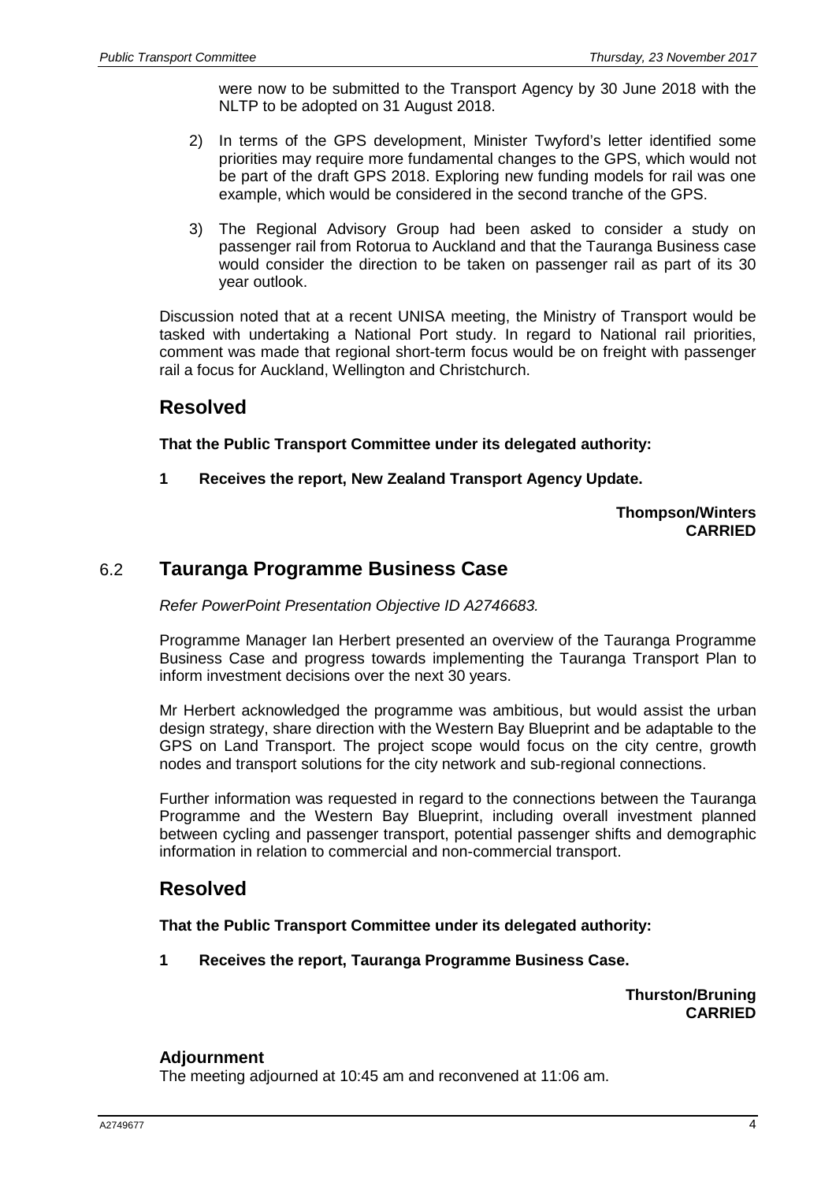were now to be submitted to the Transport Agency by 30 June 2018 with the NLTP to be adopted on 31 August 2018.

2) In terms of the GPS development, Minister Twyford's letter identified some priorities may require more fundamental changes to the GPS, which would not be part of the draft GPS 2018. Exploring new funding models for rail was one example, which would be considered in the second tranche of the GPS.

3) The Regional Advisory Group had been asked to consider a study on passenger rail from Rotorua to Auckland and that the Tauranga Business case would consider the direction to be taken on passenger rail as part of its 30 year outlook.

Discussion noted that at a recent UNISA meeting, the Ministry of Transport would be tasked with undertaking a National Port study. In regard to National rail priorities, comment was made that regional short-term focus would be on freight with passenger rail a focus for Auckland, Wellington and Christchurch.

## Resolved

**That the Public Transport Committee under its delegated authority:**

**1 Receives the report, New Zealand Transport Agency Update.**

**Thompson/Winters**
**CARRIED**

## 6.2 Tauranga Programme Business Case

*Refer PowerPoint Presentation Objective ID A2746683.*

Programme Manager Ian Herbert presented an overview of the Tauranga Programme Business Case and progress towards implementing the Tauranga Transport Plan to inform investment decisions over the next 30 years.

Mr Herbert acknowledged the programme was ambitious, but would assist the urban design strategy, share direction with the Western Bay Blueprint and be adaptable to the GPS on Land Transport. The project scope would focus on the city centre, growth nodes and transport solutions for the city network and sub-regional connections.

Further information was requested in regard to the connections between the Tauranga Programme and the Western Bay Blueprint, including overall investment planned between cycling and passenger transport, potential passenger shifts and demographic information in relation to commercial and non-commercial transport.

## Resolved

**That the Public Transport Committee under its delegated authority:**

**1 Receives the report, Tauranga Programme Business Case.**

**Thurston/Bruning**
**CARRIED**

### Adjournment

The meeting adjourned at 10:45 am and reconvened at 11:06 am.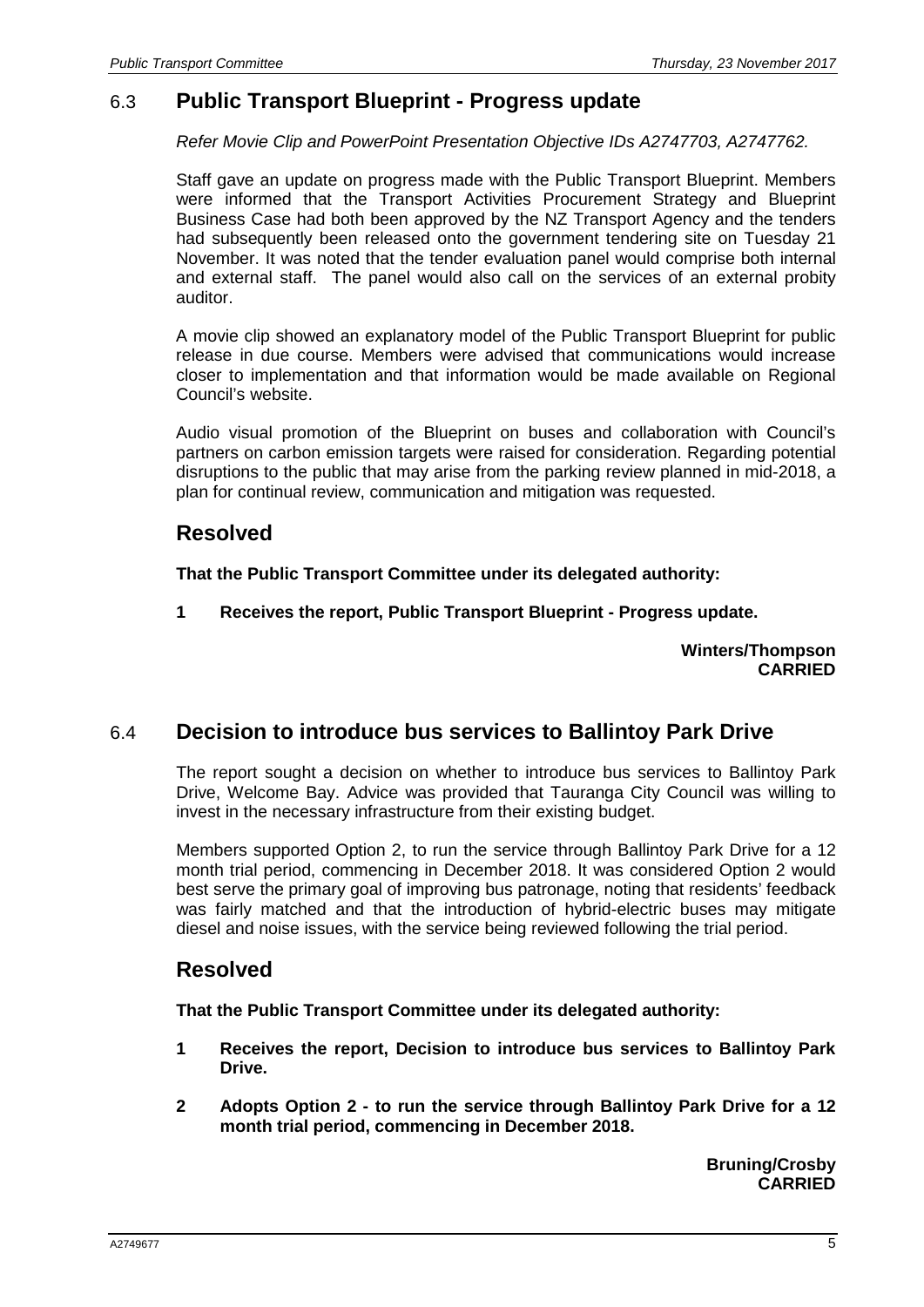## 6.3 Public Transport Blueprint - Progress update

*Refer Movie Clip and PowerPoint Presentation Objective IDs A2747703, A2747762.*

Staff gave an update on progress made with the Public Transport Blueprint. Members were informed that the Transport Activities Procurement Strategy and Blueprint Business Case had both been approved by the NZ Transport Agency and the tenders had subsequently been released onto the government tendering site on Tuesday 21 November. It was noted that the tender evaluation panel would comprise both internal and external staff. The panel would also call on the services of an external probity auditor.

A movie clip showed an explanatory model of the Public Transport Blueprint for public release in due course. Members were advised that communications would increase closer to implementation and that information would be made available on Regional Council's website.

Audio visual promotion of the Blueprint on buses and collaboration with Council's partners on carbon emission targets were raised for consideration. Regarding potential disruptions to the public that may arise from the parking review planned in mid-2018, a plan for continual review, communication and mitigation was requested.

### Resolved

**That the Public Transport Committee under its delegated authority:**

**1 Receives the report, Public Transport Blueprint - Progress update.**

**Winters/Thompson**
**CARRIED**

## 6.4 Decision to introduce bus services to Ballintoy Park Drive

The report sought a decision on whether to introduce bus services to Ballintoy Park Drive, Welcome Bay. Advice was provided that Tauranga City Council was willing to invest in the necessary infrastructure from their existing budget.

Members supported Option 2, to run the service through Ballintoy Park Drive for a 12 month trial period, commencing in December 2018. It was considered Option 2 would best serve the primary goal of improving bus patronage, noting that residents' feedback was fairly matched and that the introduction of hybrid-electric buses may mitigate diesel and noise issues, with the service being reviewed following the trial period.

### Resolved

**That the Public Transport Committee under its delegated authority:**

**1 Receives the report, Decision to introduce bus services to Ballintoy Park Drive.**

**2 Adopts Option 2 - to run the service through Ballintoy Park Drive for a 12 month trial period, commencing in December 2018.**

**Bruning/Crosby**
**CARRIED**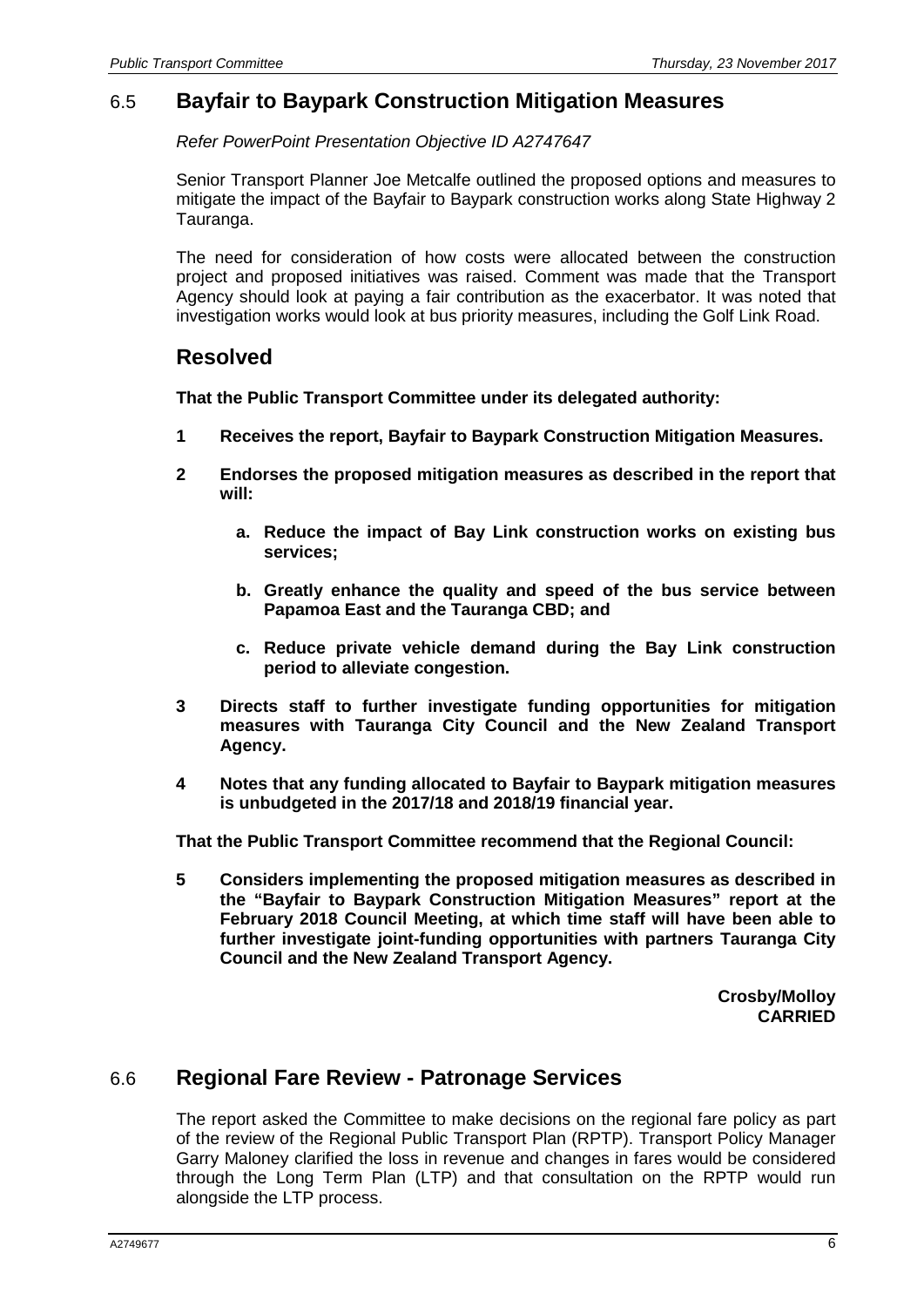## 6.5 Bayfair to Baypark Construction Mitigation Measures

*Refer PowerPoint Presentation Objective ID A2747647*

Senior Transport Planner Joe Metcalfe outlined the proposed options and measures to mitigate the impact of the Bayfair to Baypark construction works along State Highway 2 Tauranga.

The need for consideration of how costs were allocated between the construction project and proposed initiatives was raised. Comment was made that the Transport Agency should look at paying a fair contribution as the exacerbator. It was noted that investigation works would look at bus priority measures, including the Golf Link Road.

### Resolved

**That the Public Transport Committee under its delegated authority:**

**1 Receives the report, Bayfair to Baypark Construction Mitigation Measures.**

**2 Endorses the proposed mitigation measures as described in the report that will:**

**a. Reduce the impact of Bay Link construction works on existing bus services;**

**b. Greatly enhance the quality and speed of the bus service between Papamoa East and the Tauranga CBD; and**

**c. Reduce private vehicle demand during the Bay Link construction period to alleviate congestion.**

**3 Directs staff to further investigate funding opportunities for mitigation measures with Tauranga City Council and the New Zealand Transport Agency.**

**4 Notes that any funding allocated to Bayfair to Baypark mitigation measures is unbudgeted in the 2017/18 and 2018/19 financial year.**

**That the Public Transport Committee recommend that the Regional Council:**

**5 Considers implementing the proposed mitigation measures as described in the "Bayfair to Baypark Construction Mitigation Measures" report at the February 2018 Council Meeting, at which time staff will have been able to further investigate joint-funding opportunities with partners Tauranga City Council and the New Zealand Transport Agency.**

**Crosby/Molloy**
**CARRIED**

## 6.6 Regional Fare Review - Patronage Services

The report asked the Committee to make decisions on the regional fare policy as part of the review of the Regional Public Transport Plan (RPTP). Transport Policy Manager Garry Maloney clarified the loss in revenue and changes in fares would be considered through the Long Term Plan (LTP) and that consultation on the RPTP would run alongside the LTP process.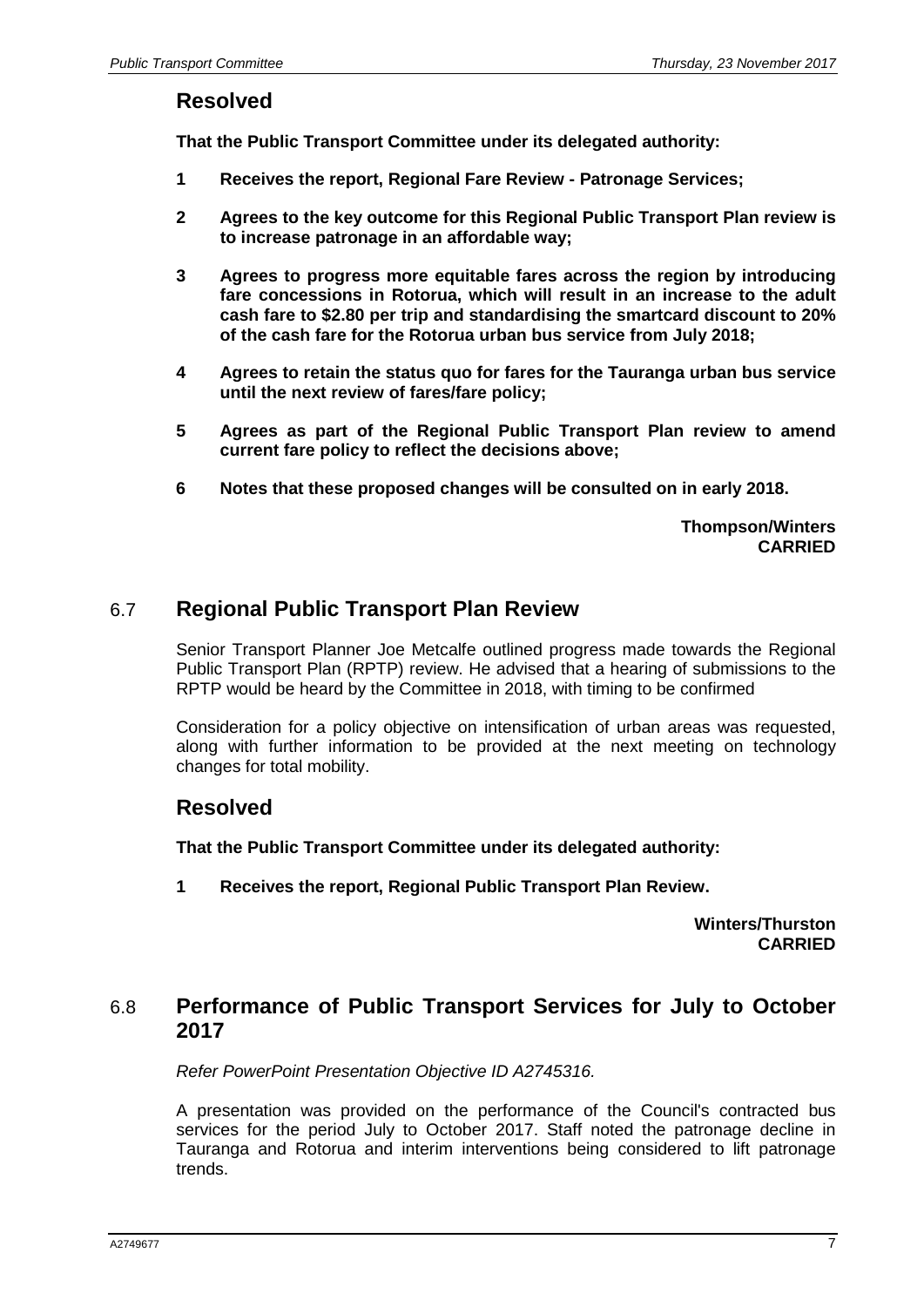## Resolved

**That the Public Transport Committee under its delegated authority:**

1. **Receives the report, Regional Fare Review - Patronage Services;**
2. **Agrees to the key outcome for this Regional Public Transport Plan review is to increase patronage in an affordable way;**
3. **Agrees to progress more equitable fares across the region by introducing fare concessions in Rotorua, which will result in an increase to the adult cash fare to $2.80 per trip and standardising the smartcard discount to 20% of the cash fare for the Rotorua urban bus service from July 2018;**
4. **Agrees to retain the status quo for fares for the Tauranga urban bus service until the next review of fares/fare policy;**
5. **Agrees as part of the Regional Public Transport Plan review to amend current fare policy to reflect the decisions above;**
6. **Notes that these proposed changes will be consulted on in early 2018.**

**Thompson/Winters**
**CARRIED**

## 6.7 Regional Public Transport Plan Review

Senior Transport Planner Joe Metcalfe outlined progress made towards the Regional Public Transport Plan (RPTP) review. He advised that a hearing of submissions to the RPTP would be heard by the Committee in 2018, with timing to be confirmed

Consideration for a policy objective on intensification of urban areas was requested, along with further information to be provided at the next meeting on technology changes for total mobility.

## Resolved

**That the Public Transport Committee under its delegated authority:**

1. **Receives the report, Regional Public Transport Plan Review.**

**Winters/Thurston**
**CARRIED**

## 6.8 Performance of Public Transport Services for July to October 2017

*Refer PowerPoint Presentation Objective ID A2745316.*

A presentation was provided on the performance of the Council's contracted bus services for the period July to October 2017. Staff noted the patronage decline in Tauranga and Rotorua and interim interventions being considered to lift patronage trends.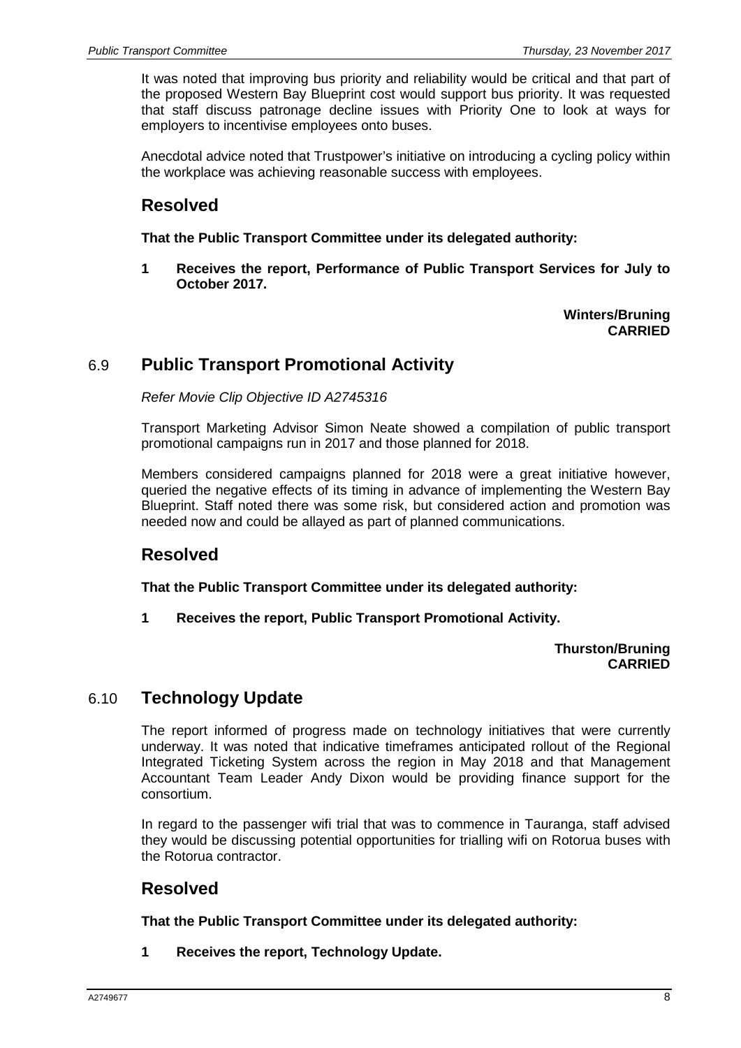It was noted that improving bus priority and reliability would be critical and that part of the proposed Western Bay Blueprint cost would support bus priority. It was requested that staff discuss patronage decline issues with Priority One to look at ways for employers to incentivise employees onto buses.

Anecdotal advice noted that Trustpower's initiative on introducing a cycling policy within the workplace was achieving reasonable success with employees.

## Resolved

**That the Public Transport Committee under its delegated authority:**

**1 Receives the report, Performance of Public Transport Services for July to October 2017.**

**Winters/Bruning**
**CARRIED**

## 6.9 Public Transport Promotional Activity

*Refer Movie Clip Objective ID A2745316*

Transport Marketing Advisor Simon Neate showed a compilation of public transport promotional campaigns run in 2017 and those planned for 2018.

Members considered campaigns planned for 2018 were a great initiative however, queried the negative effects of its timing in advance of implementing the Western Bay Blueprint. Staff noted there was some risk, but considered action and promotion was needed now and could be allayed as part of planned communications.

## Resolved

**That the Public Transport Committee under its delegated authority:**

**1 Receives the report, Public Transport Promotional Activity.**

**Thurston/Bruning**
**CARRIED**

## 6.10 Technology Update

The report informed of progress made on technology initiatives that were currently underway. It was noted that indicative timeframes anticipated rollout of the Regional Integrated Ticketing System across the region in May 2018 and that Management Accountant Team Leader Andy Dixon would be providing finance support for the consortium.

In regard to the passenger wifi trial that was to commence in Tauranga, staff advised they would be discussing potential opportunities for trialling wifi on Rotorua buses with the Rotorua contractor.

## Resolved

**That the Public Transport Committee under its delegated authority:**

**1 Receives the report, Technology Update.**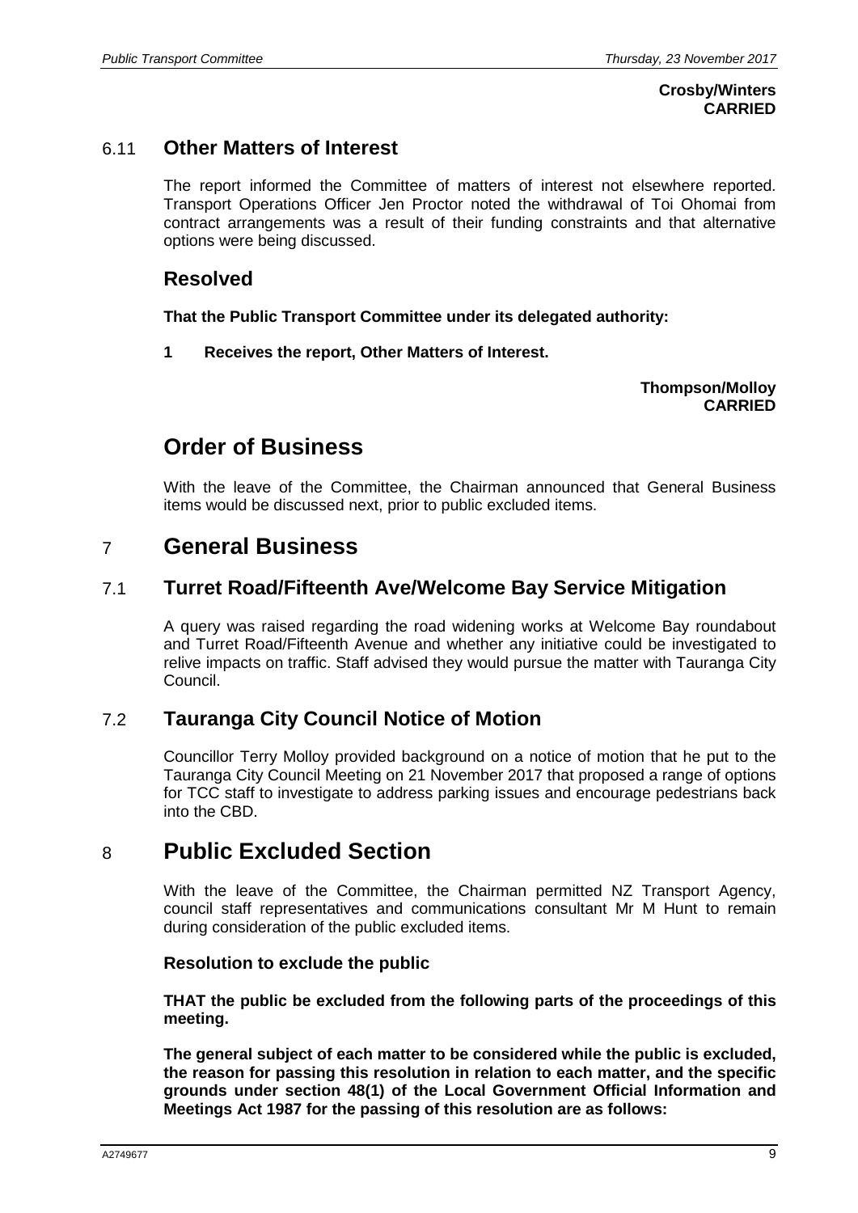**Crosby/Winters**
**CARRIED**

## 6.11 Other Matters of Interest

The report informed the Committee of matters of interest not elsewhere reported. Transport Operations Officer Jen Proctor noted the withdrawal of Toi Ohomai from contract arrangements was a result of their funding constraints and that alternative options were being discussed.

### Resolved

**That the Public Transport Committee under its delegated authority:**

**1 Receives the report, Other Matters of Interest.**

**Thompson/Molloy**
**CARRIED**

# Order of Business

With the leave of the Committee, the Chairman announced that General Business items would be discussed next, prior to public excluded items.

# 7 General Business

## 7.1 Turret Road/Fifteenth Ave/Welcome Bay Service Mitigation

A query was raised regarding the road widening works at Welcome Bay roundabout and Turret Road/Fifteenth Avenue and whether any initiative could be investigated to relive impacts on traffic. Staff advised they would pursue the matter with Tauranga City Council.

## 7.2 Tauranga City Council Notice of Motion

Councillor Terry Molloy provided background on a notice of motion that he put to the Tauranga City Council Meeting on 21 November 2017 that proposed a range of options for TCC staff to investigate to address parking issues and encourage pedestrians back into the CBD.

# 8 Public Excluded Section

With the leave of the Committee, the Chairman permitted NZ Transport Agency, council staff representatives and communications consultant Mr M Hunt to remain during consideration of the public excluded items.

### Resolution to exclude the public

**THAT the public be excluded from the following parts of the proceedings of this meeting.**

**The general subject of each matter to be considered while the public is excluded, the reason for passing this resolution in relation to each matter, and the specific grounds under section 48(1) of the Local Government Official Information and Meetings Act 1987 for the passing of this resolution are as follows:**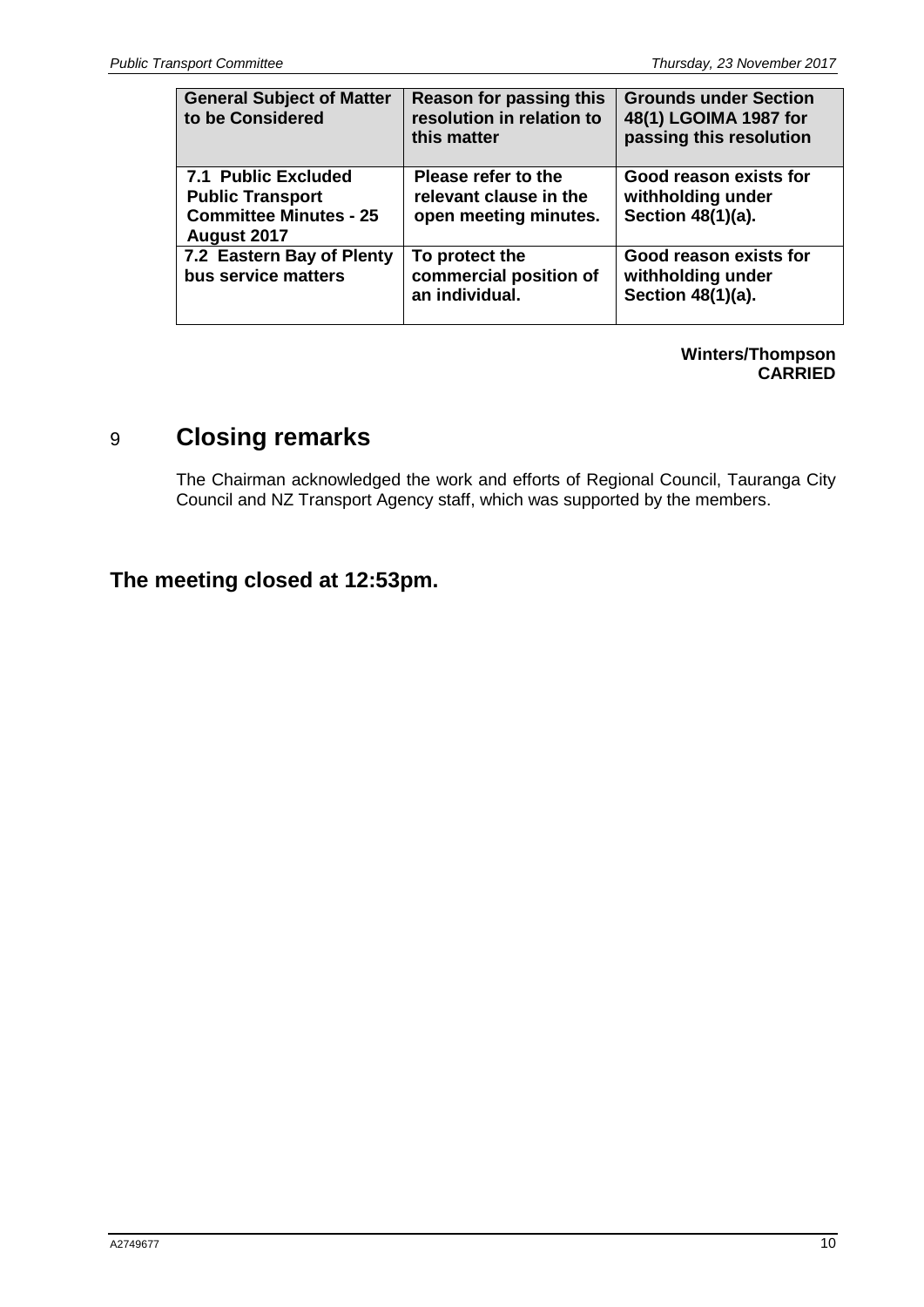| General Subject of Matter to be Considered | Reason for passing this resolution in relation to this matter | Grounds under Section 48(1) LGOIMA 1987 for passing this resolution |
|---|---|---|
| **7.1 Public Excluded Public Transport Committee Minutes - 25 August 2017** | **Please refer to the relevant clause in the open meeting minutes.** | **Good reason exists for withholding under Section 48(1)(a).** |
| **7.2 Eastern Bay of Plenty bus service matters** | **To protect the commercial position of an individual.** | **Good reason exists for withholding under Section 48(1)(a).** |

**Winters/Thompson**
**CARRIED**

# 9 Closing remarks

The Chairman acknowledged the work and efforts of Regional Council, Tauranga City Council and NZ Transport Agency staff, which was supported by the members.

## The meeting closed at 12:53pm.